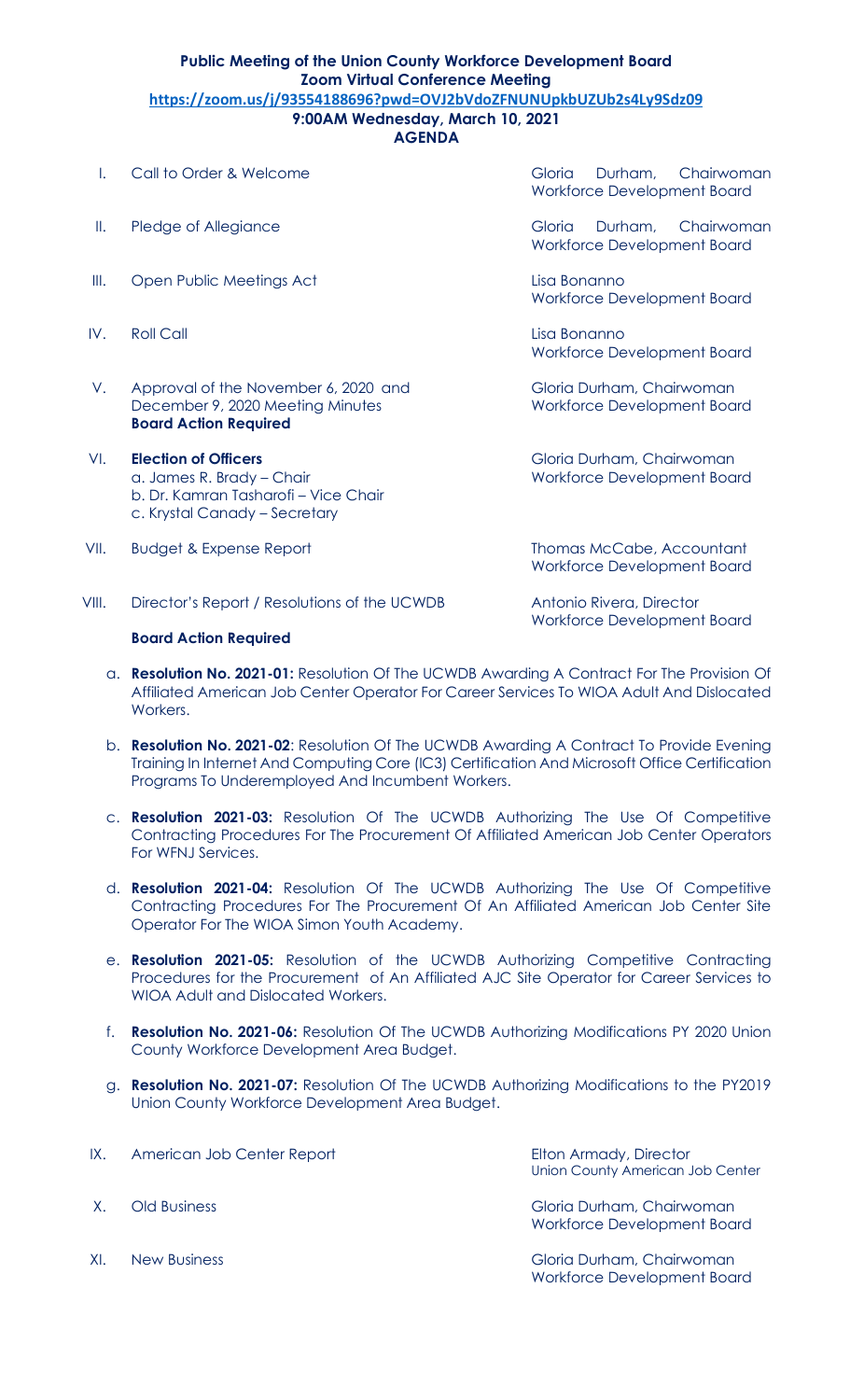**Public Meeting of the Union County Workforce Development Board**
**Zoom Virtual Conference Meeting**
**https://zoom.us/j/93554188696?pwd=OVJ2bVdoZFNUNUpkbUZUb2s4Ly9Sdz09**
**9:00AM Wednesday, March 10, 2021**
**AGENDA**

| | | |
|---|---|---|
| I. | Call to Order & Welcome | Gloria Durham, Chairwoman<br>Workforce Development Board |
| II. | Pledge of Allegiance | Gloria Durham, Chairwoman<br>Workforce Development Board |
| III. | Open Public Meetings Act | Lisa Bonanno<br>Workforce Development Board |
| IV. | Roll Call | Lisa Bonanno<br>Workforce Development Board |
| V. | Approval of the November 6, 2020 and December 9, 2020 Meeting Minutes<br>**Board Action Required** | Gloria Durham, Chairwoman<br>Workforce Development Board |
| VI. | **Election of Officers**<br>a. James R. Brady – Chair<br>b. Dr. Kamran Tasharofi – Vice Chair<br>c. Krystal Canady – Secretary | Gloria Durham, Chairwoman<br>Workforce Development Board |
| VII. | Budget & Expense Report | Thomas McCabe, Accountant<br>Workforce Development Board |
| VIII. | Director's Report / Resolutions of the UCWDB<br>**Board Action Required** | Antonio Rivera, Director<br>Workforce Development Board |

a. **Resolution No. 2021-01:** Resolution Of The UCWDB Awarding A Contract For The Provision Of Affiliated American Job Center Operator For Career Services To WIOA Adult And Dislocated Workers.

b. **Resolution No. 2021-02**: Resolution Of The UCWDB Awarding A Contract To Provide Evening Training In Internet And Computing Core (IC3) Certification And Microsoft Office Certification Programs To Underemployed And Incumbent Workers.

c. **Resolution 2021-03:** Resolution Of The UCWDB Authorizing The Use Of Competitive Contracting Procedures For The Procurement Of Affiliated American Job Center Operators For WFNJ Services.

d. **Resolution 2021-04:** Resolution Of The UCWDB Authorizing The Use Of Competitive Contracting Procedures For The Procurement Of An Affiliated American Job Center Site Operator For The WIOA Simon Youth Academy.

e. **Resolution 2021-05:** Resolution of the UCWDB Authorizing Competitive Contracting Procedures for the Procurement of An Affiliated AJC Site Operator for Career Services to WIOA Adult and Dislocated Workers.

f. **Resolution No. 2021-06:** Resolution Of The UCWDB Authorizing Modifications PY 2020 Union County Workforce Development Area Budget.

g. **Resolution No. 2021-07:** Resolution Of The UCWDB Authorizing Modifications to the PY2019 Union County Workforce Development Area Budget.

| | | |
|---|---|---|
| IX. | American Job Center Report | Elton Armady, Director<br>Union County American Job Center |
| X. | Old Business | Gloria Durham, Chairwoman<br>Workforce Development Board |
| XI. | New Business | Gloria Durham, Chairwoman<br>Workforce Development Board |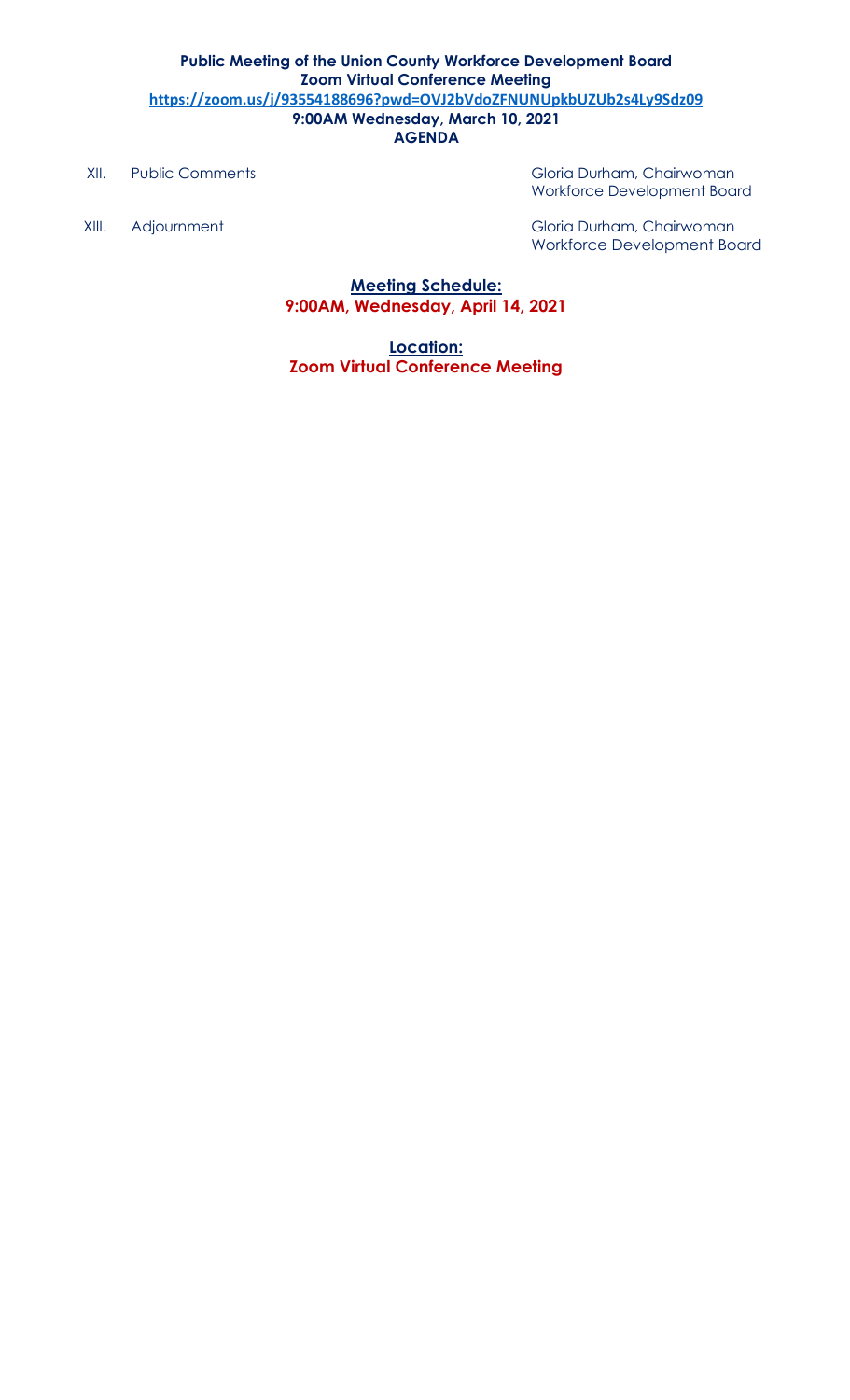**Public Meeting of the Union County Workforce Development Board**
**Zoom Virtual Conference Meeting**
**https://zoom.us/j/93554188696?pwd=OVJ2bVdoZFNUNUpkbUZUb2s4Ly9Sdz09**
**9:00AM Wednesday, March 10, 2021**
**AGENDA**

| | | |
|---|---|---|
| XII. | Public Comments | Gloria Durham, Chairwoman<br>Workforce Development Board |
| XIII. | Adjournment | Gloria Durham, Chairwoman<br>Workforce Development Board |

**Meeting Schedule:**
**9:00AM, Wednesday, April 14, 2021**

**Location:**
**Zoom Virtual Conference Meeting**